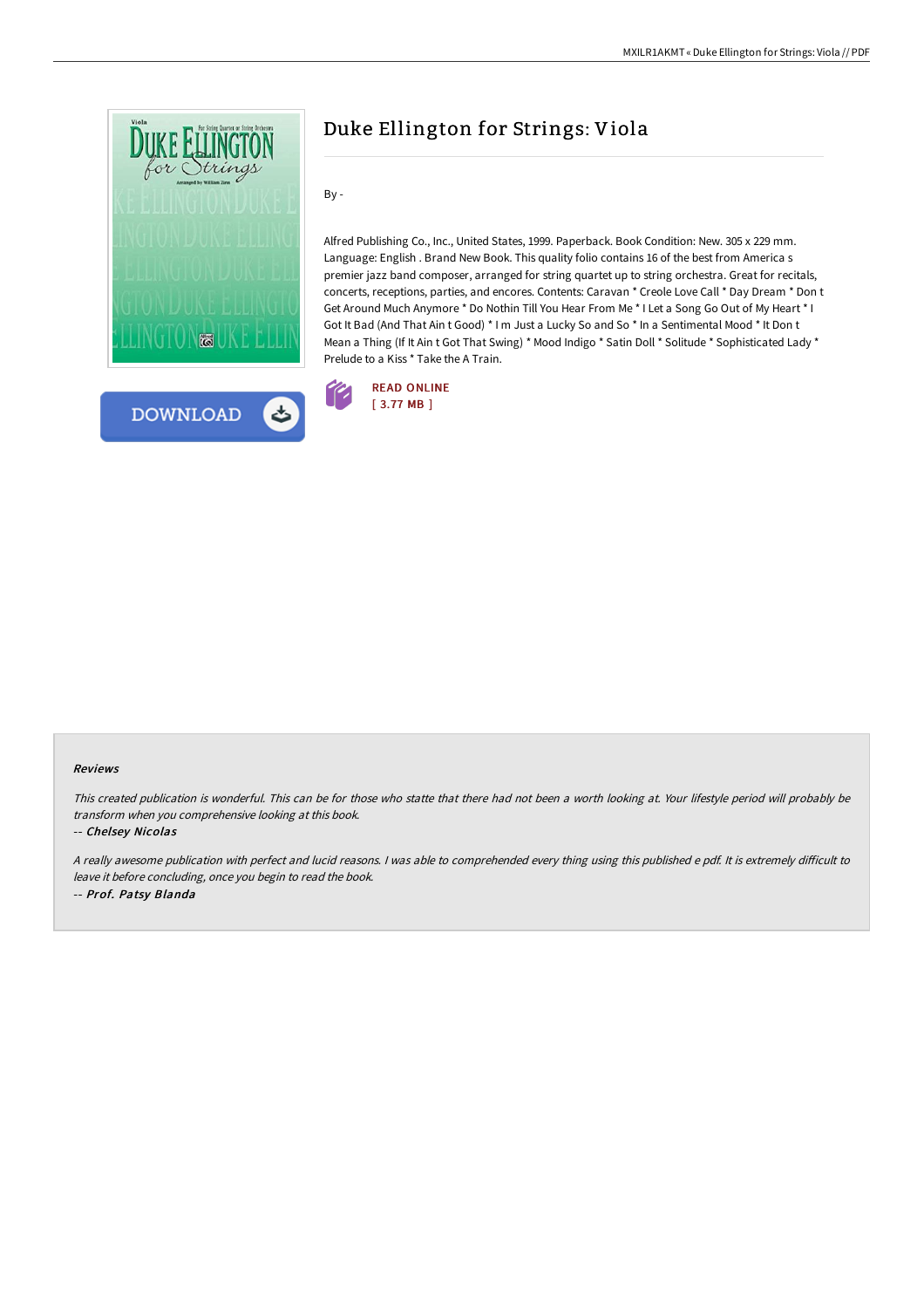# Duke Ellington for Strings: Viola

By -

Alfred Publishing Co., Inc., United States, 1999. Paperback. Book Condition: New. 305 x 229 mm. Language: English . Brand New Book. This quality folio contains 16 of the best from America s premier jazz band composer, arranged for string quartet up to string orchestra. Great for recitals, concerts, receptions, parties, and encores. Contents: Caravan * Creole Love Call * Day Dream * Don t Get Around Much Anymore * Do Nothin Till You Hear From Me * I Let a Song Go Out of My Heart * I Got It Bad (And That Ain t Good) * I m Just a Lucky So and So * In a Sentimental Mood * It Don t Mean a Thing (If It Ain t Got That Swing) * Mood Indigo * Satin Doll * Solitude * Sophisticated Lady * Prelude to a Kiss * Take the A Train.

READ ONLINE
[ 3.77 MB ]

DOWNLOAD

#### Reviews

*This created publication is wonderful. This can be for those who statte that there had not been a worth looking at. Your lifestyle period will probably be transform when you comprehensive looking at this book.*

-- ***Chelsey Nicolas***

*A really awesome publication with perfect and lucid reasons. I was able to comprehended every thing using this published e pdf. It is extremely difficult to leave it before concluding, once you begin to read the book.*

-- ***Prof. Patsy Blanda***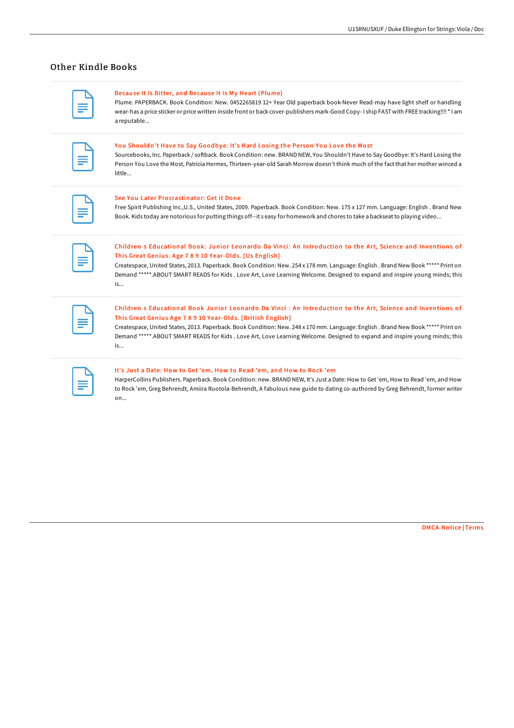## Other Kindle Books

### Because It Is Bitter, and Because It Is My Heart (Plume)

Plume. PAPERBACK. Book Condition: New. 0452265819 12+ Year Old paperback book-Never Read-may have light shelf or handling wear-has a price sticker or price written inside front or back cover-publishers mark-Good Copy- I ship FAST with FREE tracking!!!! * I am a reputable...

### You Shouldn't Have to Say Goodbye: It's Hard Losing the Person You Love the Most

Sourcebooks, Inc. Paperback / softback. Book Condition: new. BRAND NEW, You Shouldn't Have to Say Goodbye: It's Hard Losing the Person You Love the Most, Patricia Hermes, Thirteen-year-old Sarah Morrow doesn't think much of the fact that her mother winced a little...

### See You Later Procrastinator: Get it Done

Free Spirit Publishing Inc.,U.S., United States, 2009. Paperback. Book Condition: New. 175 x 127 mm. Language: English . Brand New Book. Kids today are notorious for putting things off--it s easy for homework and chores to take a backseat to playing video...

### Children s Educational Book: Junior Leonardo Da Vinci: An Introduction to the Art, Science and Inventions of This Great Genius. Age 7 8 9 10 Year-Olds. [Us English]

Createspace, United States, 2013. Paperback. Book Condition: New. 254 x 178 mm. Language: English . Brand New Book ***** Print on Demand *****.ABOUT SMART READS for Kids . Love Art, Love Learning Welcome. Designed to expand and inspire young minds; this is...

### Children s Educational Book Junior Leonardo Da Vinci : An Introduction to the Art, Science and Inventions of This Great Genius Age 7 8 9 10 Year-Olds. [British English]

Createspace, United States, 2013. Paperback. Book Condition: New. 248 x 170 mm. Language: English . Brand New Book ***** Print on Demand *****.ABOUT SMART READS for Kids . Love Art, Love Learning Welcome. Designed to expand and inspire young minds; this is...

### It's Just a Date: How to Get 'em, How to Read 'em, and How to Rock 'em

HarperCollins Publishers. Paperback. Book Condition: new. BRAND NEW, It's Just a Date: How to Get 'em, How to Read 'em, and How to Rock 'em, Greg Behrendt, Amiira Ruotola-Behrendt, A fabulous new guide to dating co-authored by Greg Behrendt, former writer on...